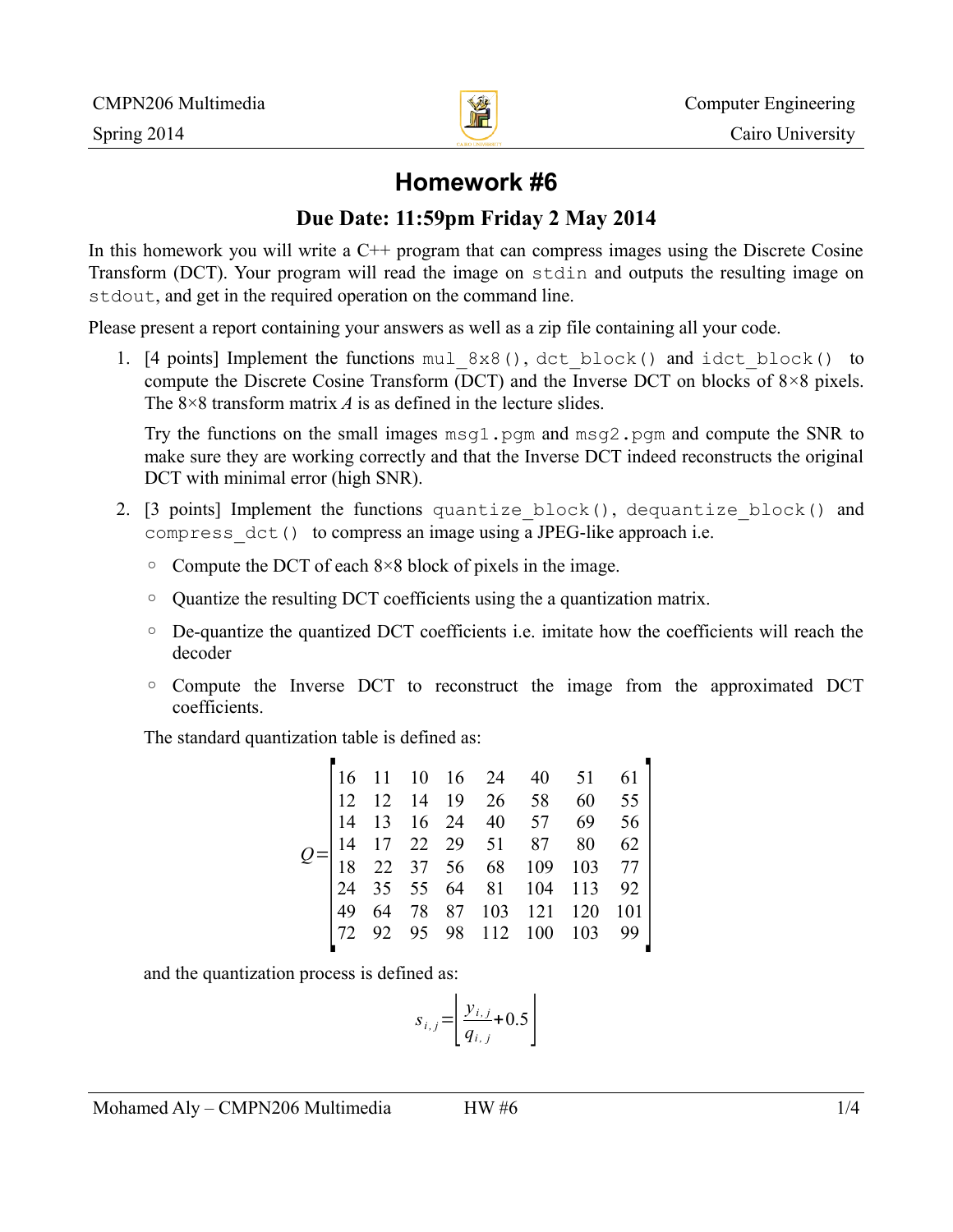# Homework #6

## Due Date: 11:59pm Friday 2 May 2014

In this homework you will write a C++ program that can compress images using the Discrete Cosine Transform (DCT). Your program will read the image on `stdin` and outputs the resulting image on `stdout`, and get in the required operation on the command line.

Please present a report containing your answers as well as a zip file containing all your code.

1. [4 points] Implement the functions `mul_8x8()`, `dct_block()` and `idct_block()` to compute the Discrete Cosine Transform (DCT) and the Inverse DCT on blocks of 8×8 pixels. The 8×8 transform matrix $A$ is as defined in the lecture slides.

   Try the functions on the small images `msg1.pgm` and `msg2.pgm` and compute the SNR to make sure they are working correctly and that the Inverse DCT indeed reconstructs the original DCT with minimal error (high SNR).

2. [3 points] Implement the functions `quantize_block()`, `dequantize_block()` and `compress_dct()` to compress an image using a JPEG-like approach i.e.

   - Compute the DCT of each 8×8 block of pixels in the image.
   - Quantize the resulting DCT coefficients using the a quantization matrix.
   - De-quantize the quantized DCT coefficients i.e. imitate how the coefficients will reach the decoder
   - Compute the Inverse DCT to reconstruct the image from the approximated DCT coefficients.

   The standard quantization table is defined as:

$$
Q = \begin{bmatrix}
16 & 11 & 10 & 16 & 24 & 40 & 51 & 61 \\
12 & 12 & 14 & 19 & 26 & 58 & 60 & 55 \\
14 & 13 & 16 & 24 & 40 & 57 & 69 & 56 \\
14 & 17 & 22 & 29 & 51 & 87 & 80 & 62 \\
18 & 22 & 37 & 56 & 68 & 109 & 103 & 77 \\
24 & 35 & 55 & 64 & 81 & 104 & 113 & 92 \\
49 & 64 & 78 & 87 & 103 & 121 & 120 & 101 \\
72 & 92 & 95 & 98 & 112 & 100 & 103 & 99
\end{bmatrix}
$$

   and the quantization process is defined as:

$$
s_{i,j} = \left\lfloor \frac{y_{i,j}}{q_{i,j}} + 0.5 \right\rfloor
$$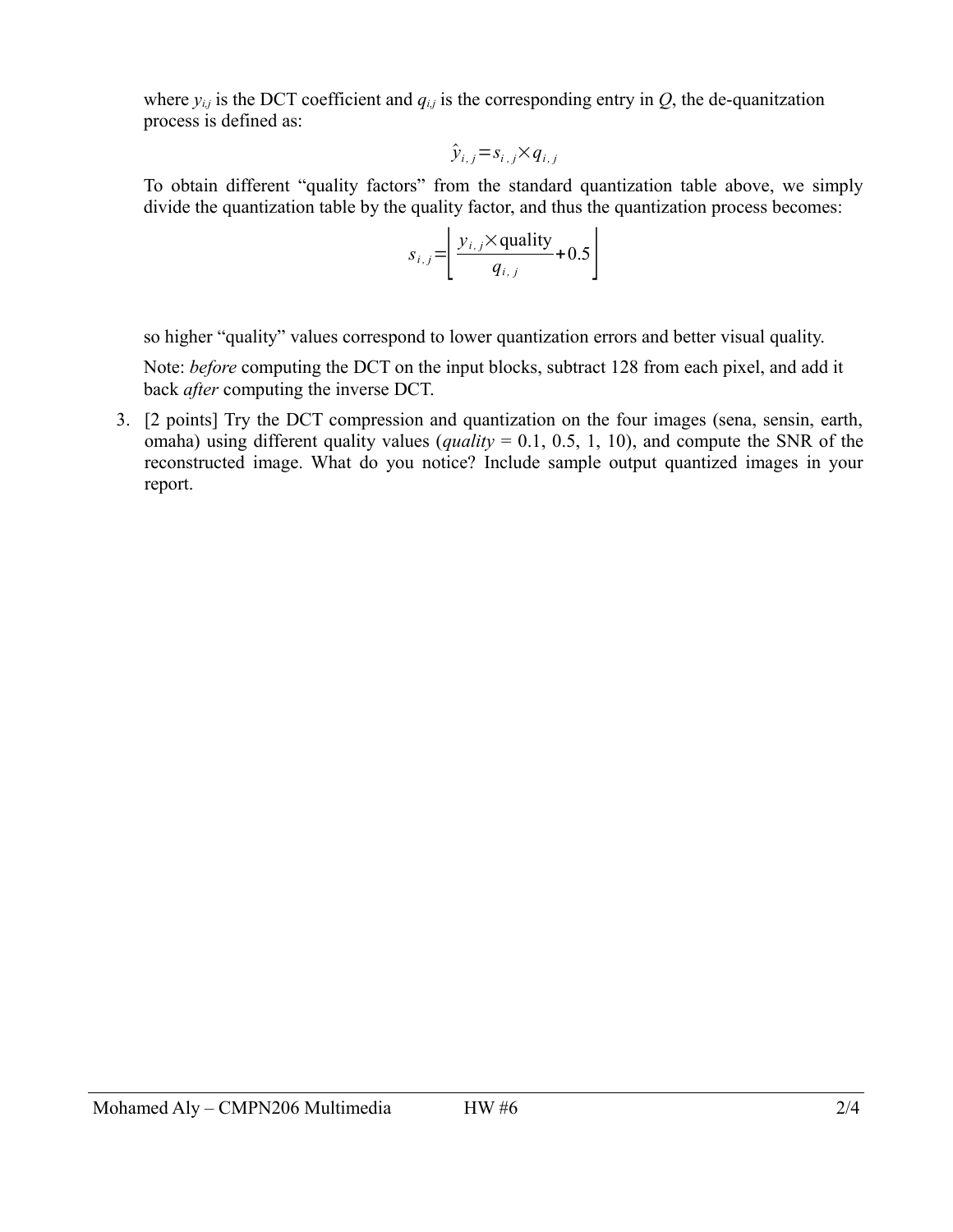where $y_{i,j}$ is the DCT coefficient and $q_{i,j}$ is the corresponding entry in $Q$, the de-quanitzation process is defined as:

$$\hat{y}_{i,j} = s_{i,j} \times q_{i,j}$$

To obtain different "quality factors" from the standard quantization table above, we simply divide the quantization table by the quality factor, and thus the quantization process becomes:

$$s_{i,j} = \left\lfloor \frac{y_{i,j} \times \text{quality}}{q_{i,j}} + 0.5 \right\rfloor$$

so higher "quality" values correspond to lower quantization errors and better visual quality.

Note: *before* computing the DCT on the input blocks, subtract 128 from each pixel, and add it back *after* computing the inverse DCT.

3. [2 points] Try the DCT compression and quantization on the four images (sena, sensin, earth, omaha) using different quality values (*quality* = 0.1, 0.5, 1, 10), and compute the SNR of the reconstructed image. What do you notice? Include sample output quantized images in your report.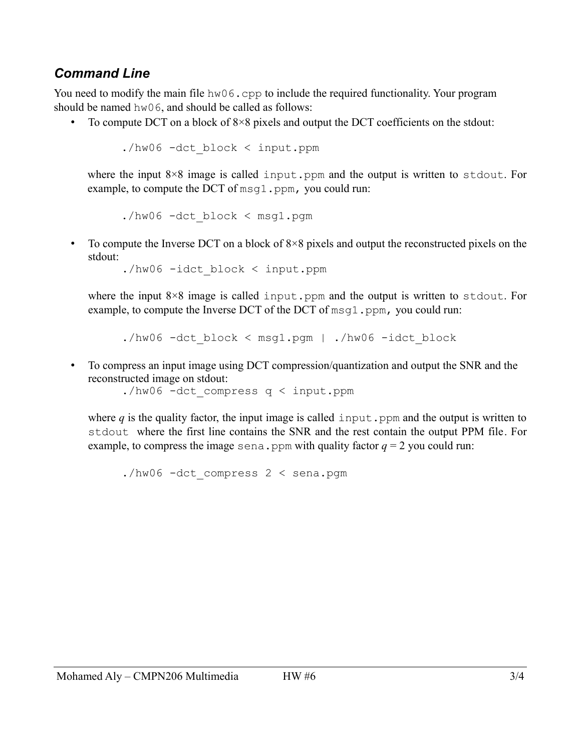### *Command Line*

You need to modify the main file `hw06.cpp` to include the required functionality. Your program should be named `hw06`, and should be called as follows:

- To compute DCT on a block of 8×8 pixels and output the DCT coefficients on the stdout:

  ```
  ./hw06 -dct_block < input.ppm
  ```

  where the input 8×8 image is called `input.ppm` and the output is written to `stdout`. For example, to compute the DCT of `msg1.ppm`, you could run:

  ```
  ./hw06 -dct_block < msg1.pgm
  ```

- To compute the Inverse DCT on a block of 8×8 pixels and output the reconstructed pixels on the stdout:

  ```
  ./hw06 -idct_block < input.ppm
  ```

  where the input 8×8 image is called `input.ppm` and the output is written to `stdout`. For example, to compute the Inverse DCT of the DCT of `msg1.ppm`, you could run:

  ```
  ./hw06 -dct_block < msg1.pgm | ./hw06 -idct_block
  ```

- To compress an input image using DCT compression/quantization and output the SNR and the reconstructed image on stdout:

  ```
  ./hw06 -dct_compress q < input.ppm
  ```

  where *q* is the quality factor, the input image is called `input.ppm` and the output is written to `stdout` where the first line contains the SNR and the rest contain the output PPM file. For example, to compress the image `sena.ppm` with quality factor *q* = 2 you could run:

  ```
  ./hw06 -dct_compress 2 < sena.pgm
  ```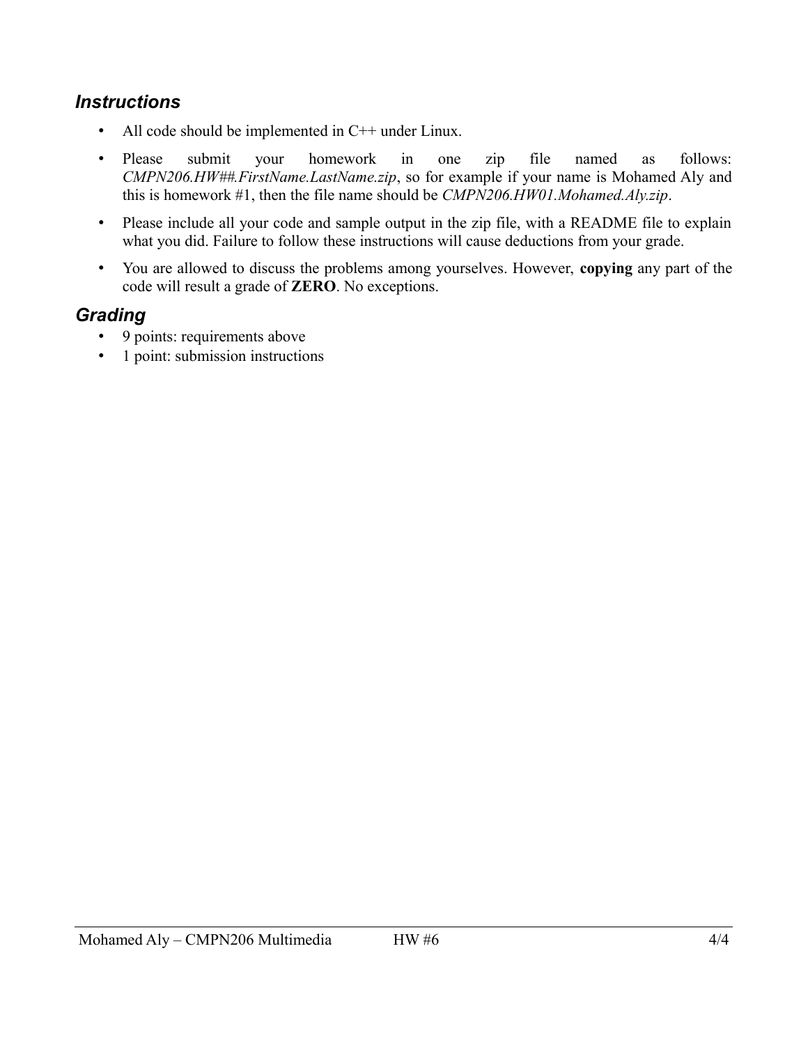## *Instructions*

- All code should be implemented in C++ under Linux.
- Please submit your homework in one zip file named as follows: *CMPN206.HW##.FirstName.LastName.zip*, so for example if your name is Mohamed Aly and this is homework #1, then the file name should be *CMPN206.HW01.Mohamed.Aly.zip*.
- Please include all your code and sample output in the zip file, with a README file to explain what you did. Failure to follow these instructions will cause deductions from your grade.
- You are allowed to discuss the problems among yourselves. However, **copying** any part of the code will result a grade of **ZERO**. No exceptions.

## *Grading*

- 9 points: requirements above
- 1 point: submission instructions